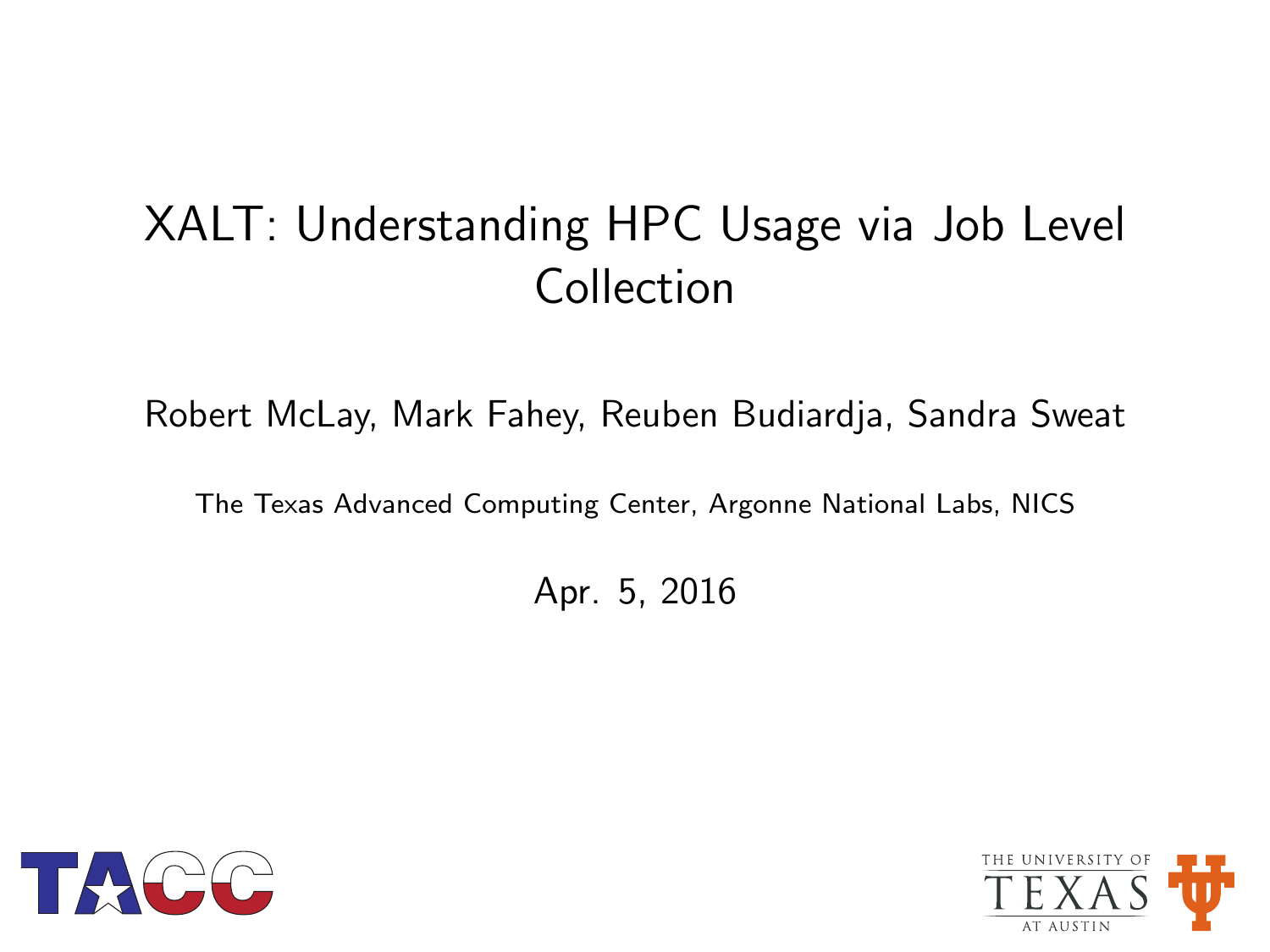# XALT: Understanding HPC Usage via Job Level Collection

Robert McLay, Mark Fahey, Reuben Budiardja, Sandra Sweat

The Texas Advanced Computing Center, Argonne National Labs, NICS

Apr. 5, 2016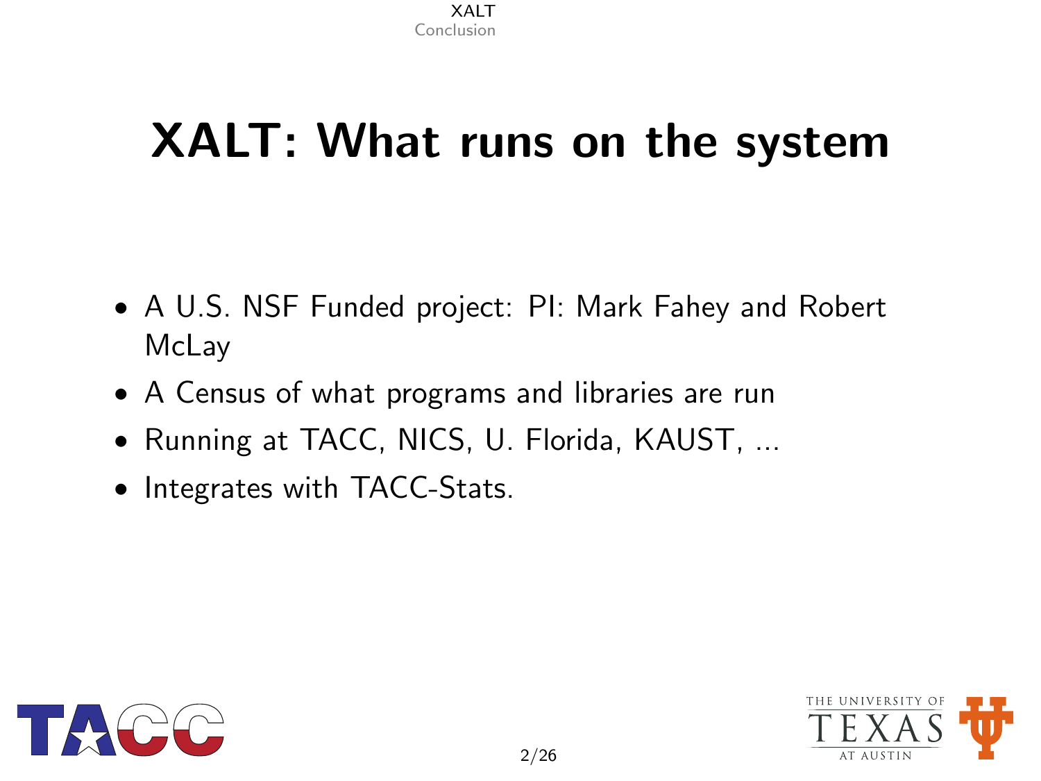# XALT: What runs on the system

- A U.S. NSF Funded project: PI: Mark Fahey and Robert McLay
- A Census of what programs and libraries are run
- Running at TACC, NICS, U. Florida, KAUST, ...
- Integrates with TACC-Stats.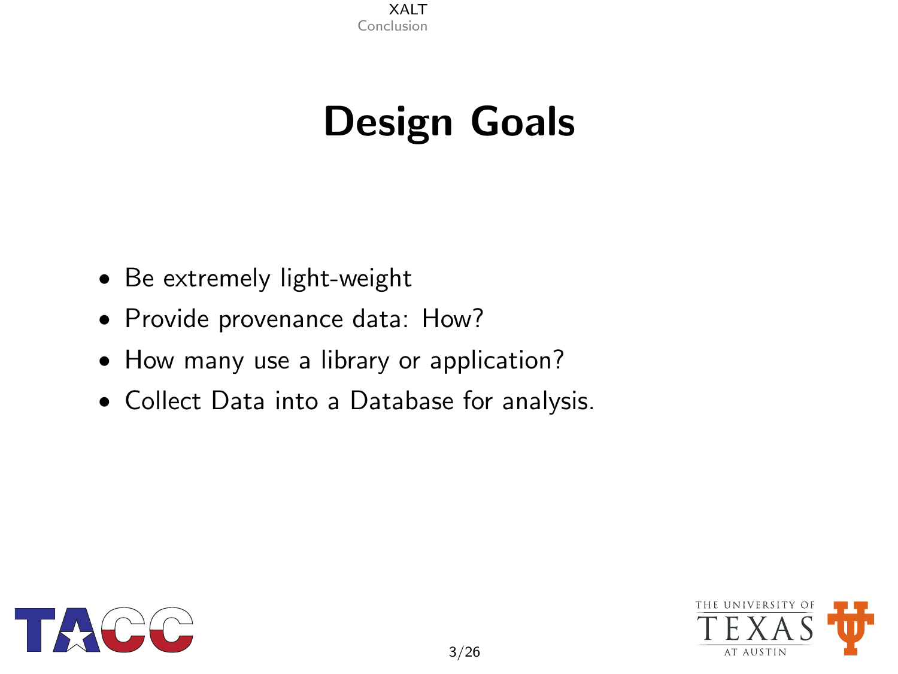# Design Goals

- Be extremely light-weight
- Provide provenance data: How?
- How many use a library or application?
- Collect Data into a Database for analysis.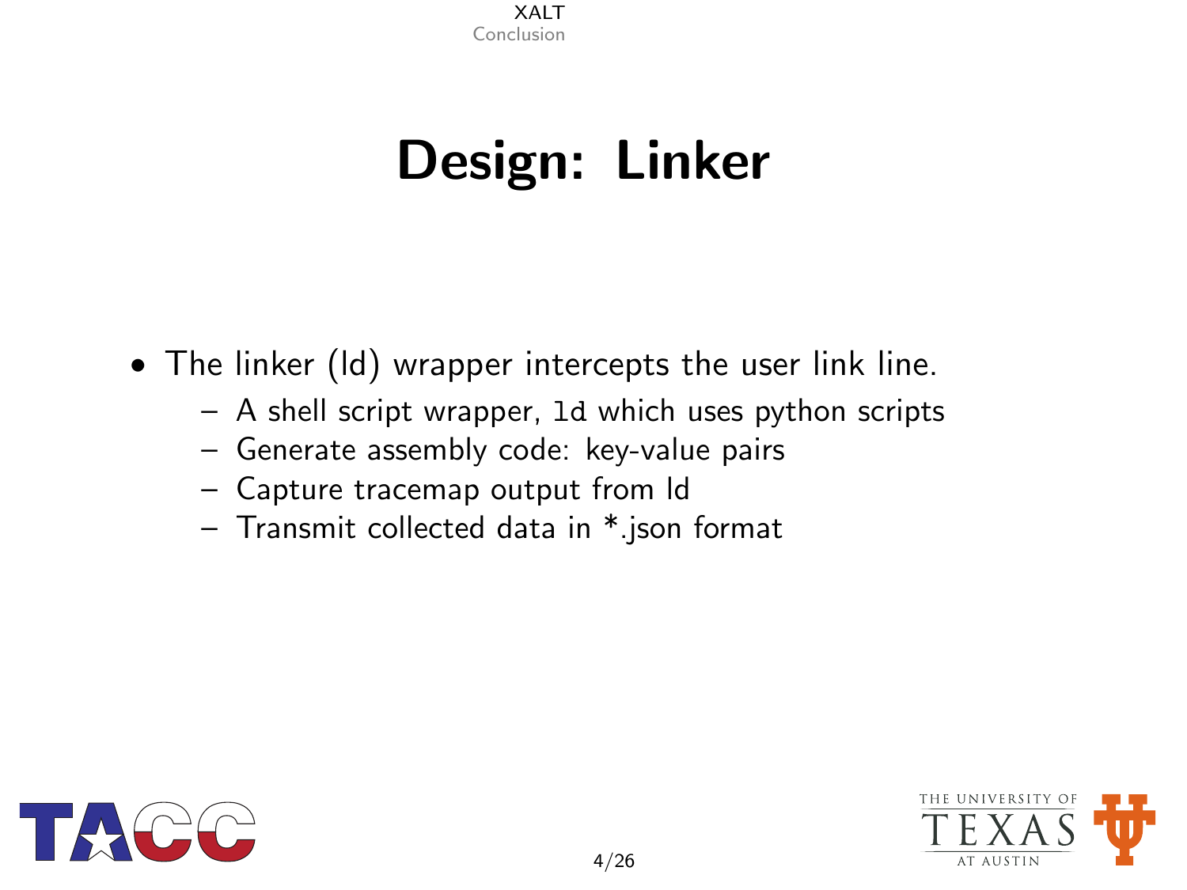# Design: Linker

- The linker (ld) wrapper intercepts the user link line.
  - A shell script wrapper, `ld` which uses python scripts
  - Generate assembly code: key-value pairs
  - Capture tracemap output from ld
  - Transmit collected data in *.json format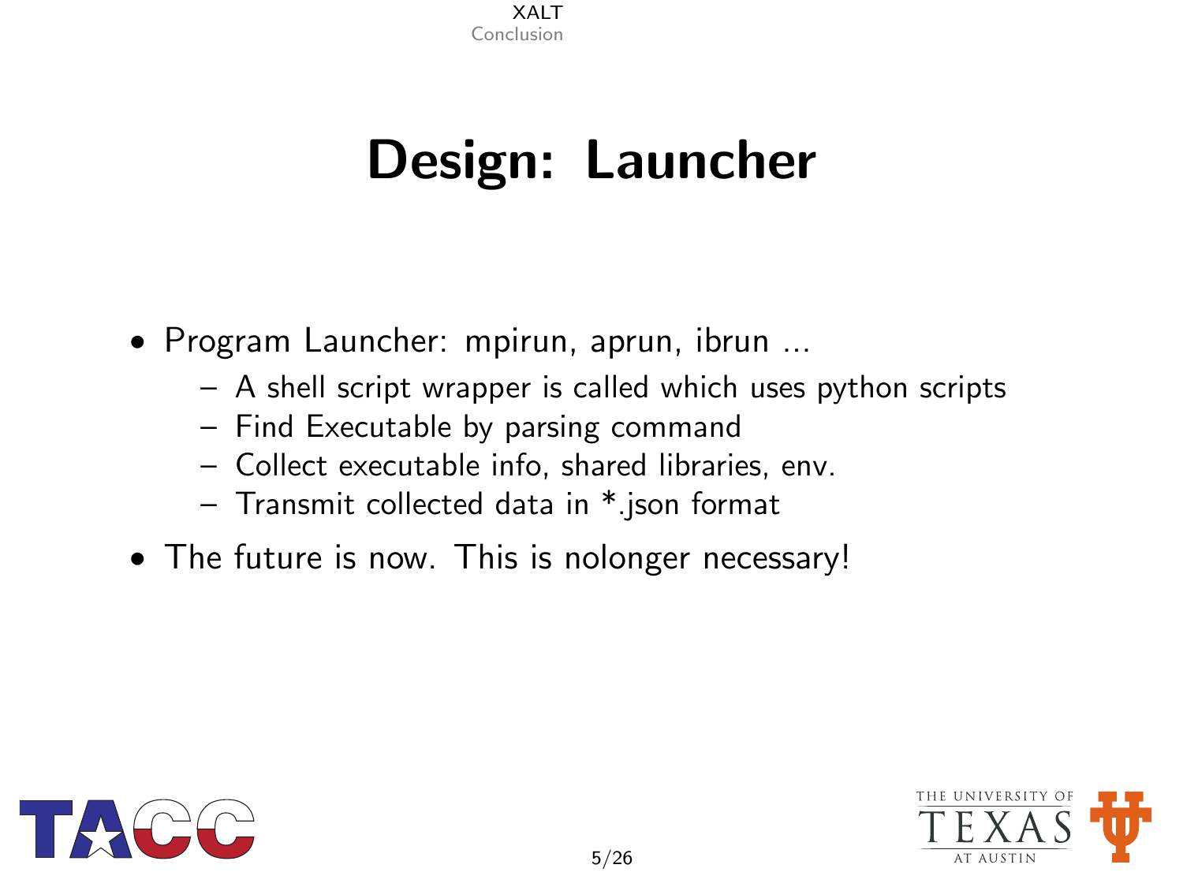# Design: Launcher

- Program Launcher: mpirun, aprun, ibrun ...
  - A shell script wrapper is called which uses python scripts
  - Find Executable by parsing command
  - Collect executable info, shared libraries, env.
  - Transmit collected data in *.json format
- The future is now. This is nolonger necessary!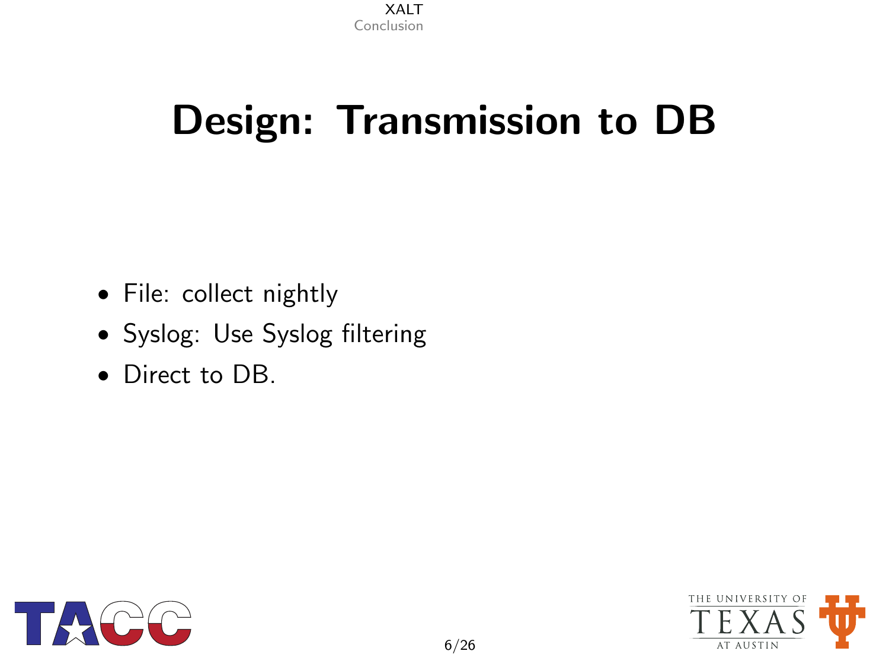# Design: Transmission to DB

- File: collect nightly
- Syslog: Use Syslog filtering
- Direct to DB.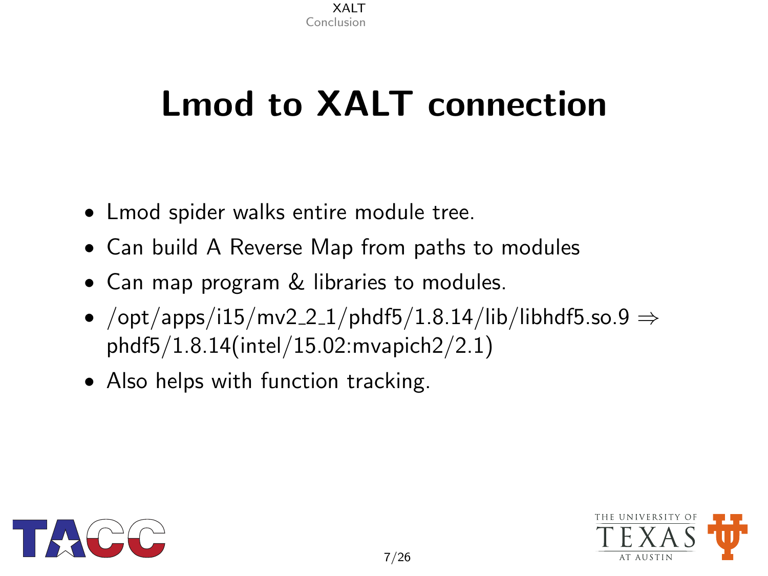# Lmod to XALT connection

- Lmod spider walks entire module tree.
- Can build A Reverse Map from paths to modules
- Can map program & libraries to modules.
- /opt/apps/i15/mv2_2_1/phdf5/1.8.14/lib/libhdf5.so.9 ⇒ phdf5/1.8.14(intel/15.02:mvapich2/2.1)
- Also helps with function tracking.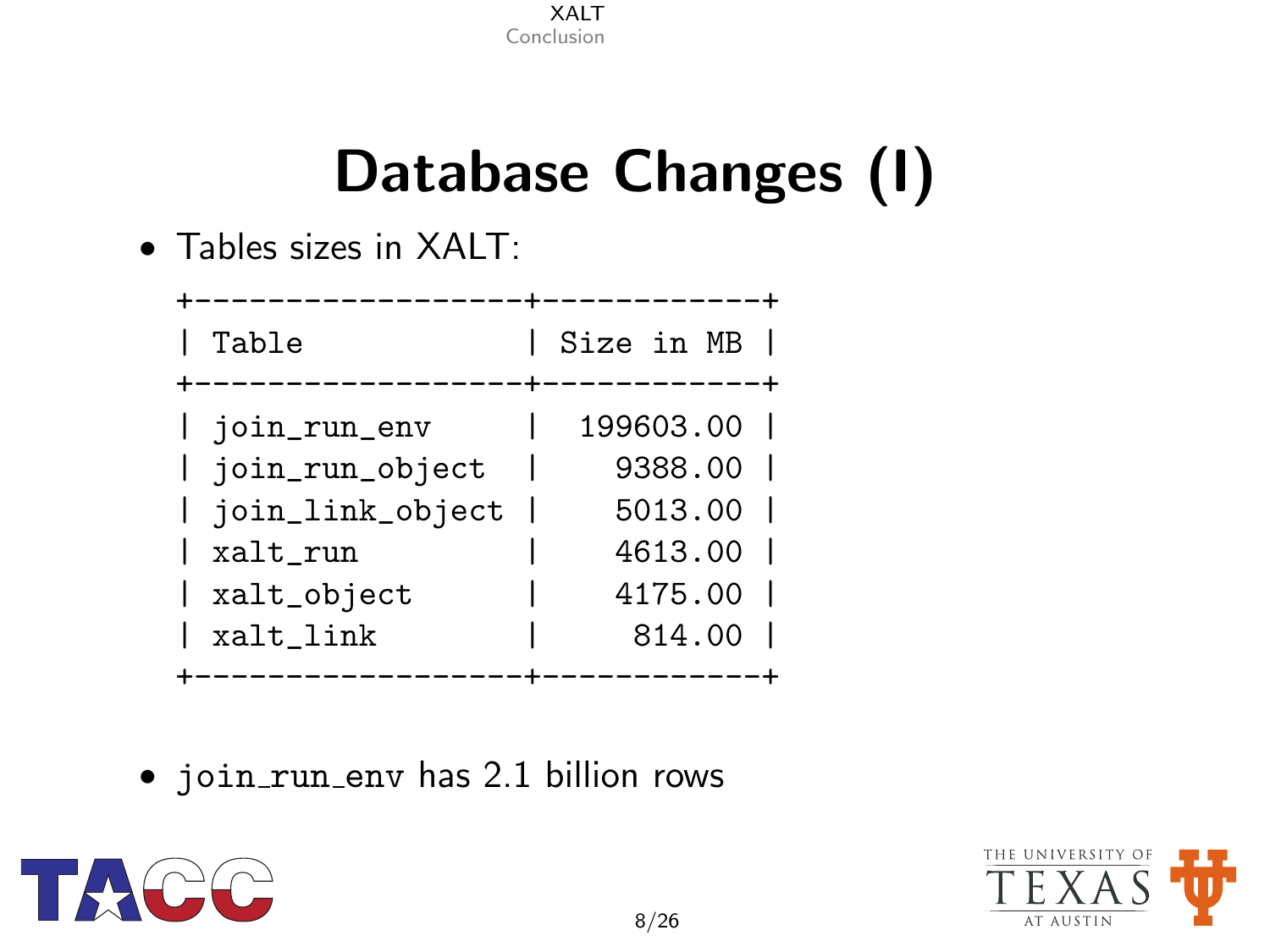# Database Changes (I)

- Tables sizes in XALT:

```
+-------------------+------------+
| Table             | Size in MB |
+-------------------+------------+
| join_run_env      |  199603.00 |
| join_run_object   |    9388.00 |
| join_link_object  |    5013.00 |
| xalt_run          |    4613.00 |
| xalt_object       |    4175.00 |
| xalt_link         |     814.00 |
+-------------------+------------+
```

- `join_run_env` has 2.1 billion rows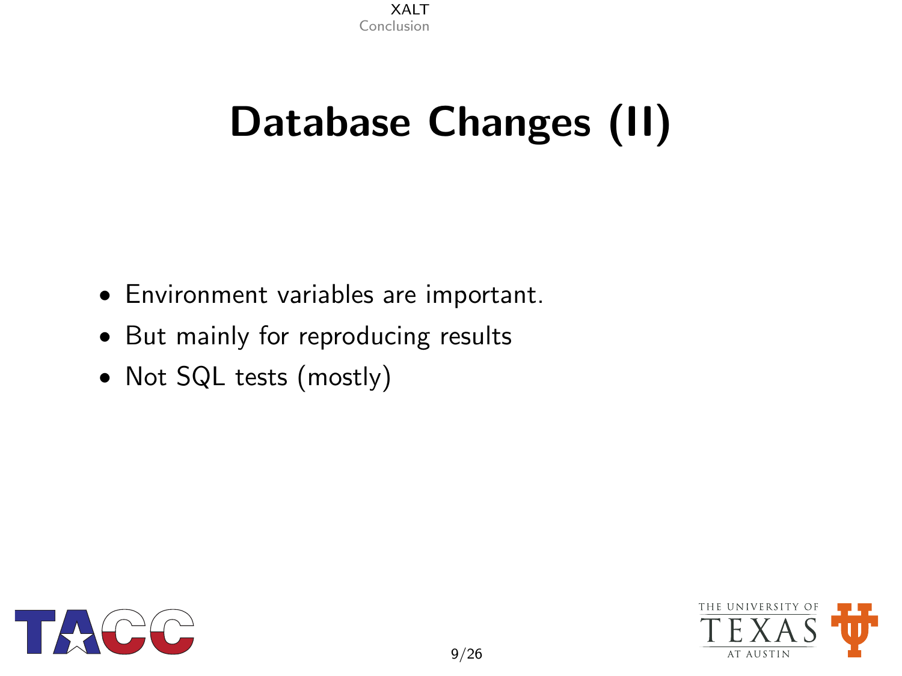# Database Changes (II)

- Environment variables are important.
- But mainly for reproducing results
- Not SQL tests (mostly)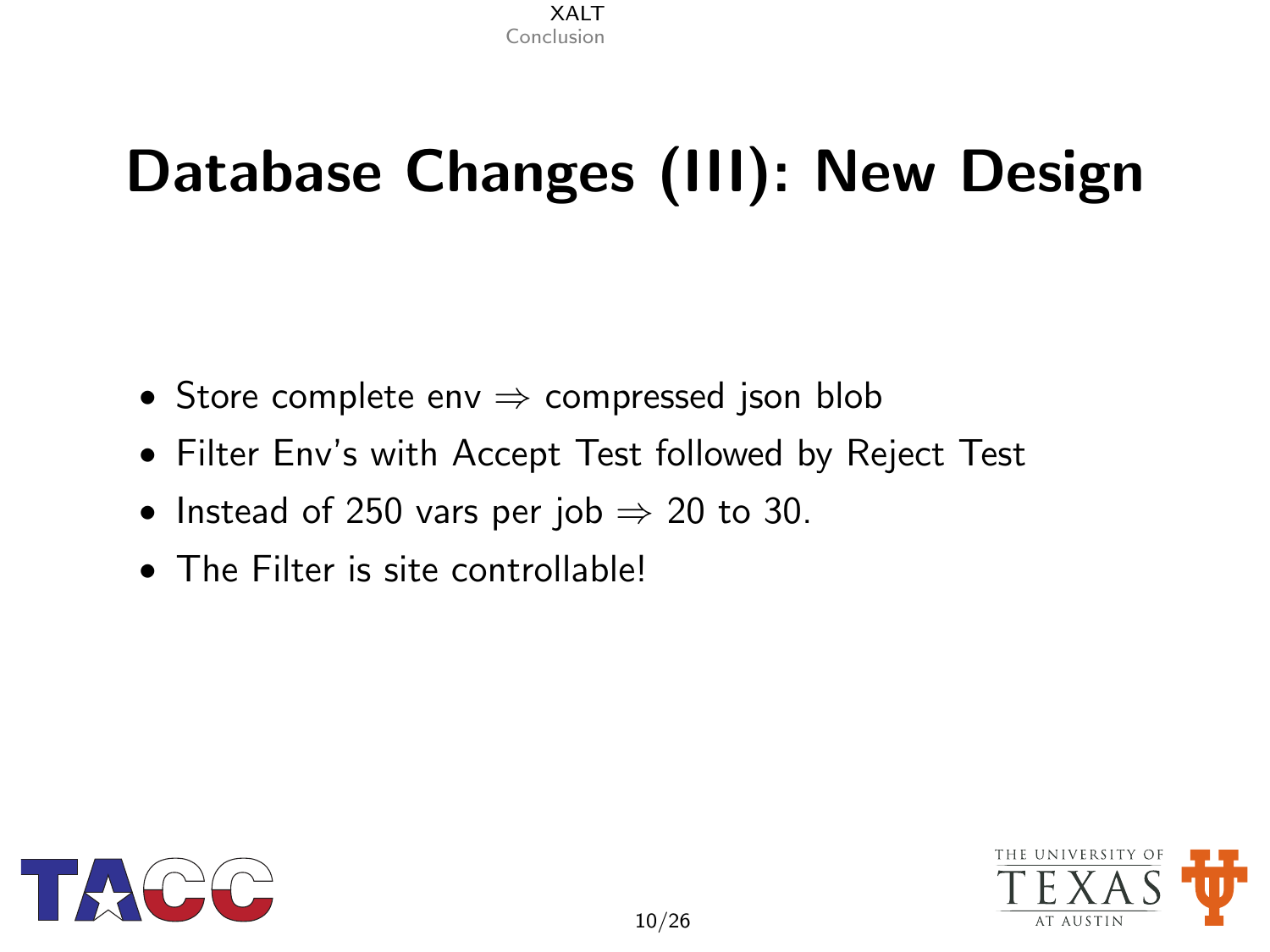# Database Changes (III): New Design

- Store complete env $\Rightarrow$ compressed json blob
- Filter Env's with Accept Test followed by Reject Test
- Instead of 250 vars per job $\Rightarrow$ 20 to 30.
- The Filter is site controllable!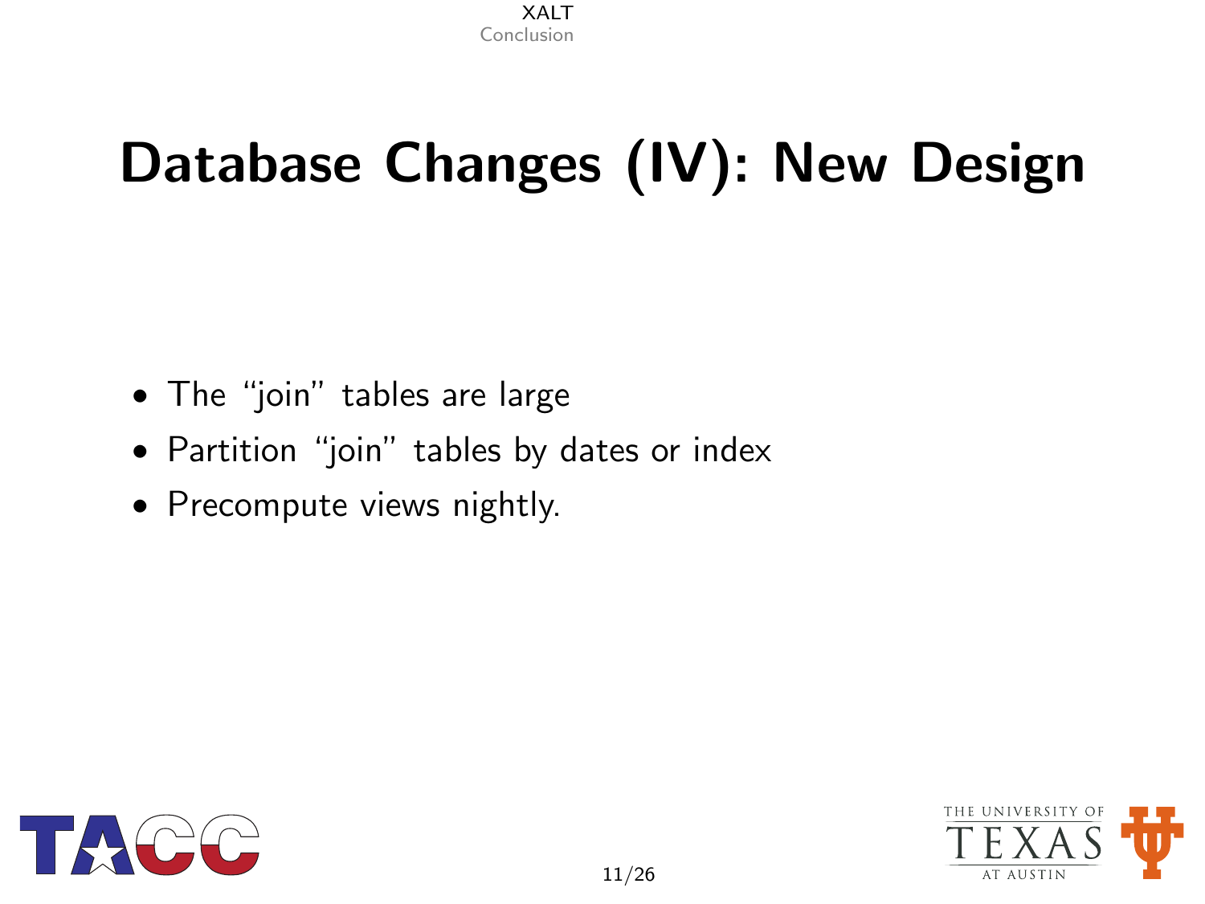# Database Changes (IV): New Design

- The “join” tables are large
- Partition “join” tables by dates or index
- Precompute views nightly.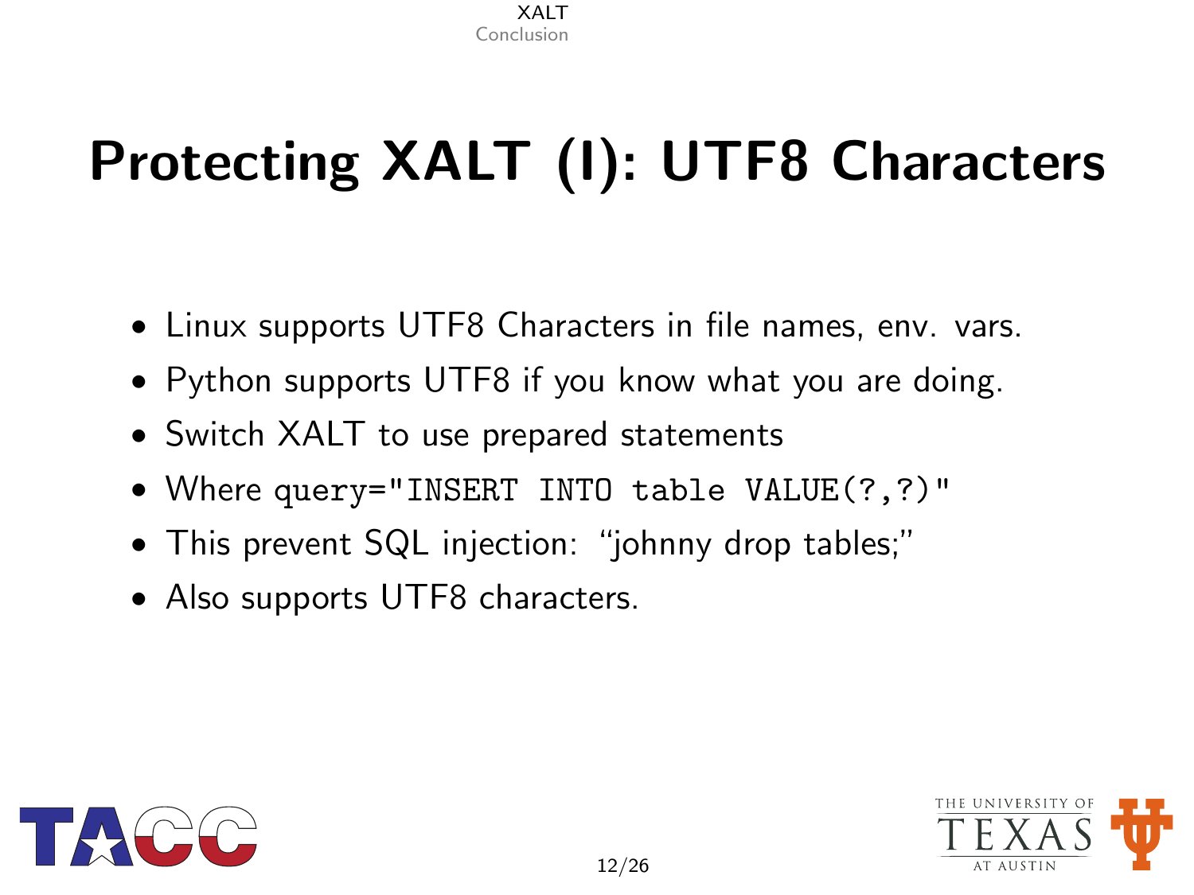# Protecting XALT (I): UTF8 Characters

- Linux supports UTF8 Characters in file names, env. vars.
- Python supports UTF8 if you know what you are doing.
- Switch XALT to use prepared statements
- Where `query="INSERT INTO table VALUE(?,?)"`
- This prevent SQL injection: “johnny drop tables;”
- Also supports UTF8 characters.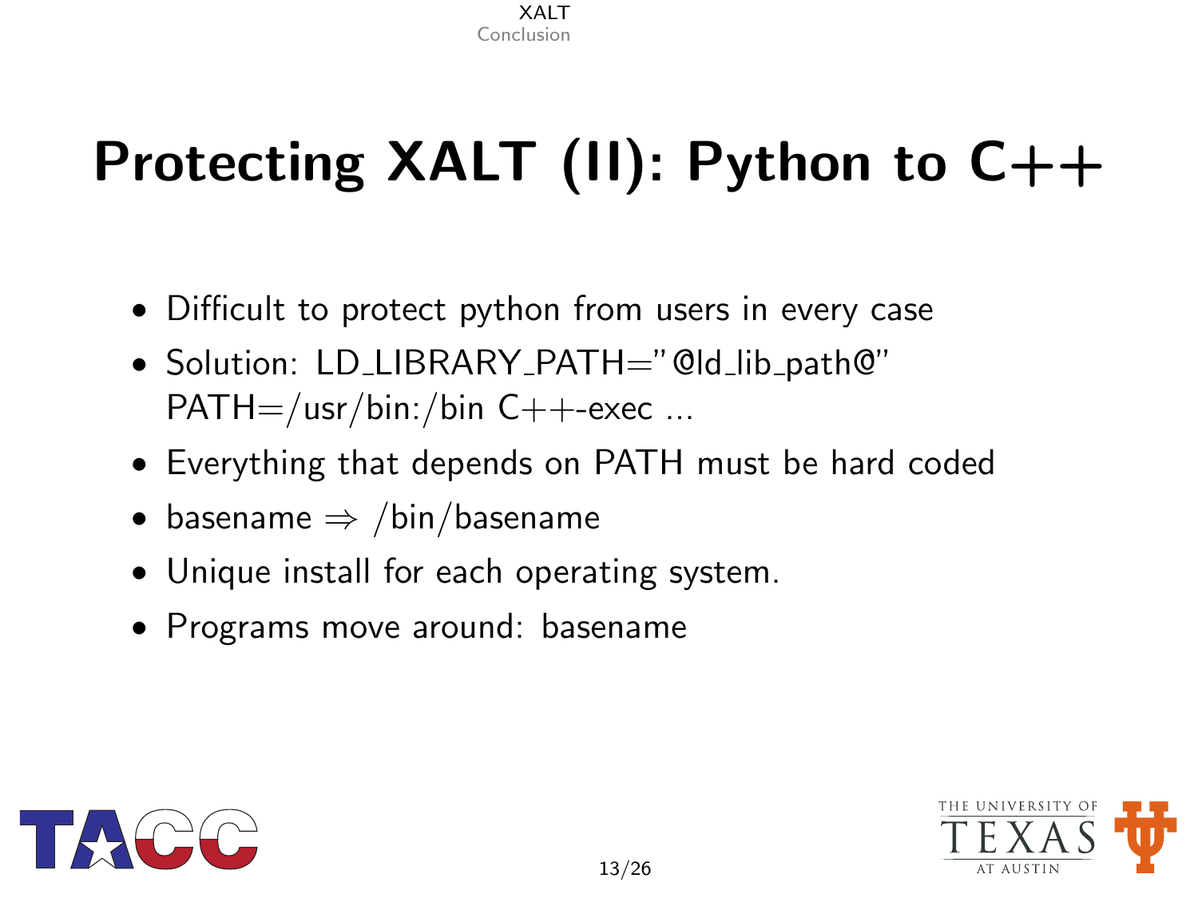# Protecting XALT (II): Python to C++

- Difficult to protect python from users in every case
- Solution: LD_LIBRARY_PATH="@ld_lib_path@" PATH=/usr/bin:/bin C++-exec ...
- Everything that depends on PATH must be hard coded
- basename ⇒ /bin/basename
- Unique install for each operating system.
- Programs move around: basename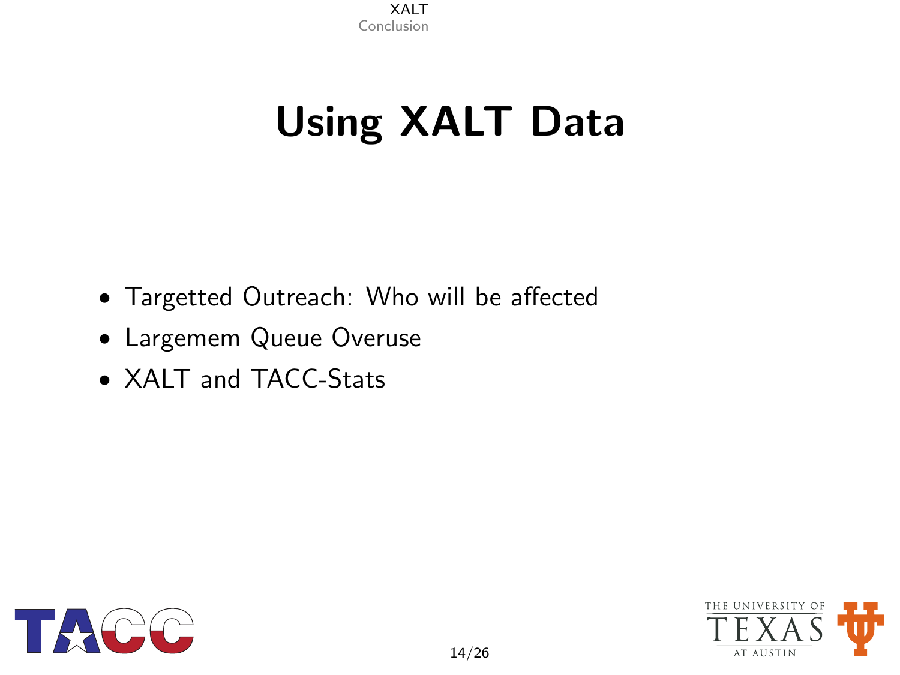# Using XALT Data

- Targetted Outreach: Who will be affected
- Largemem Queue Overuse
- XALT and TACC-Stats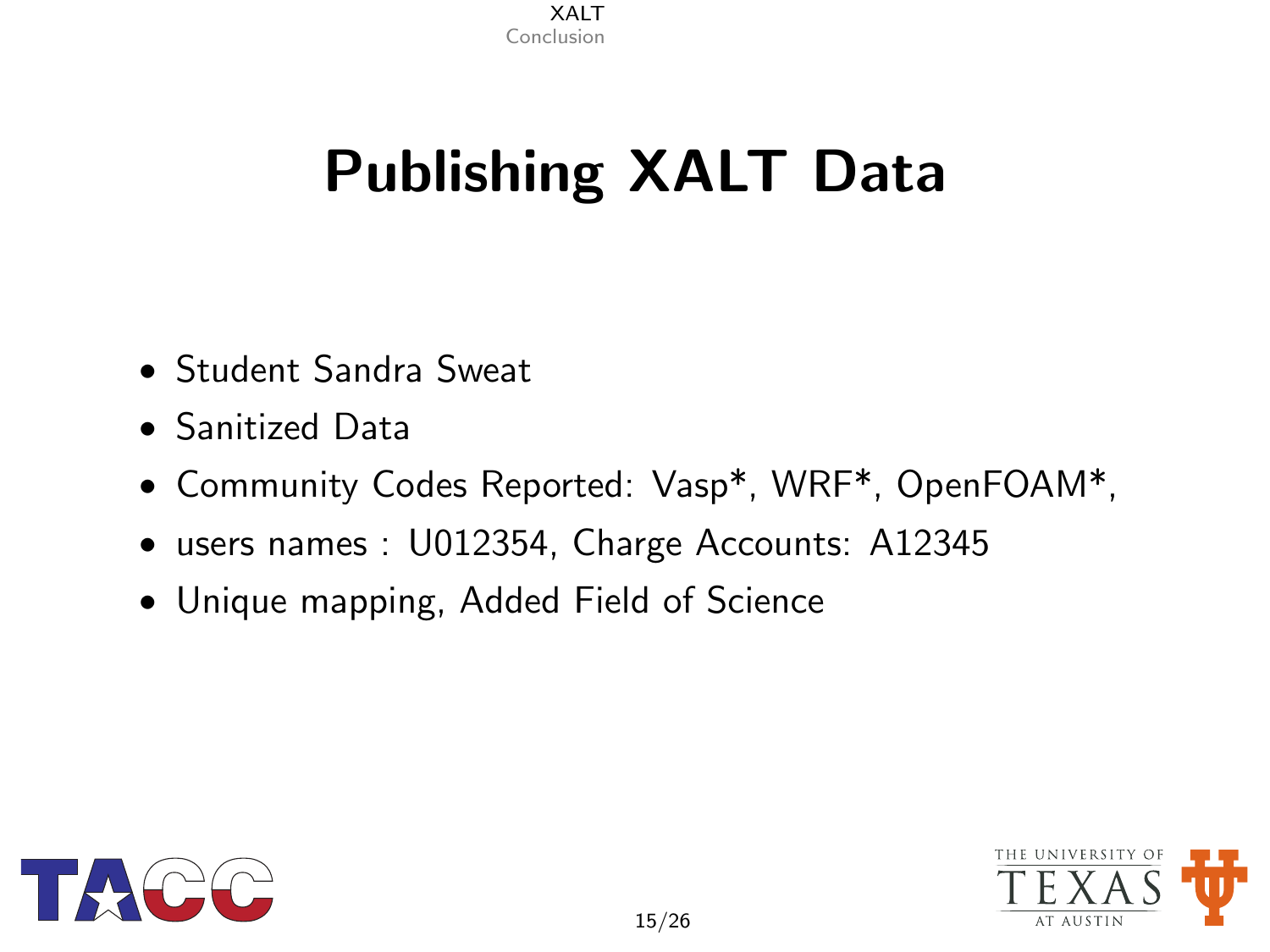# Publishing XALT Data

- Student Sandra Sweat
- Sanitized Data
- Community Codes Reported: Vasp*, WRF*, OpenFOAM*,
- users names : U012354, Charge Accounts: A12345
- Unique mapping, Added Field of Science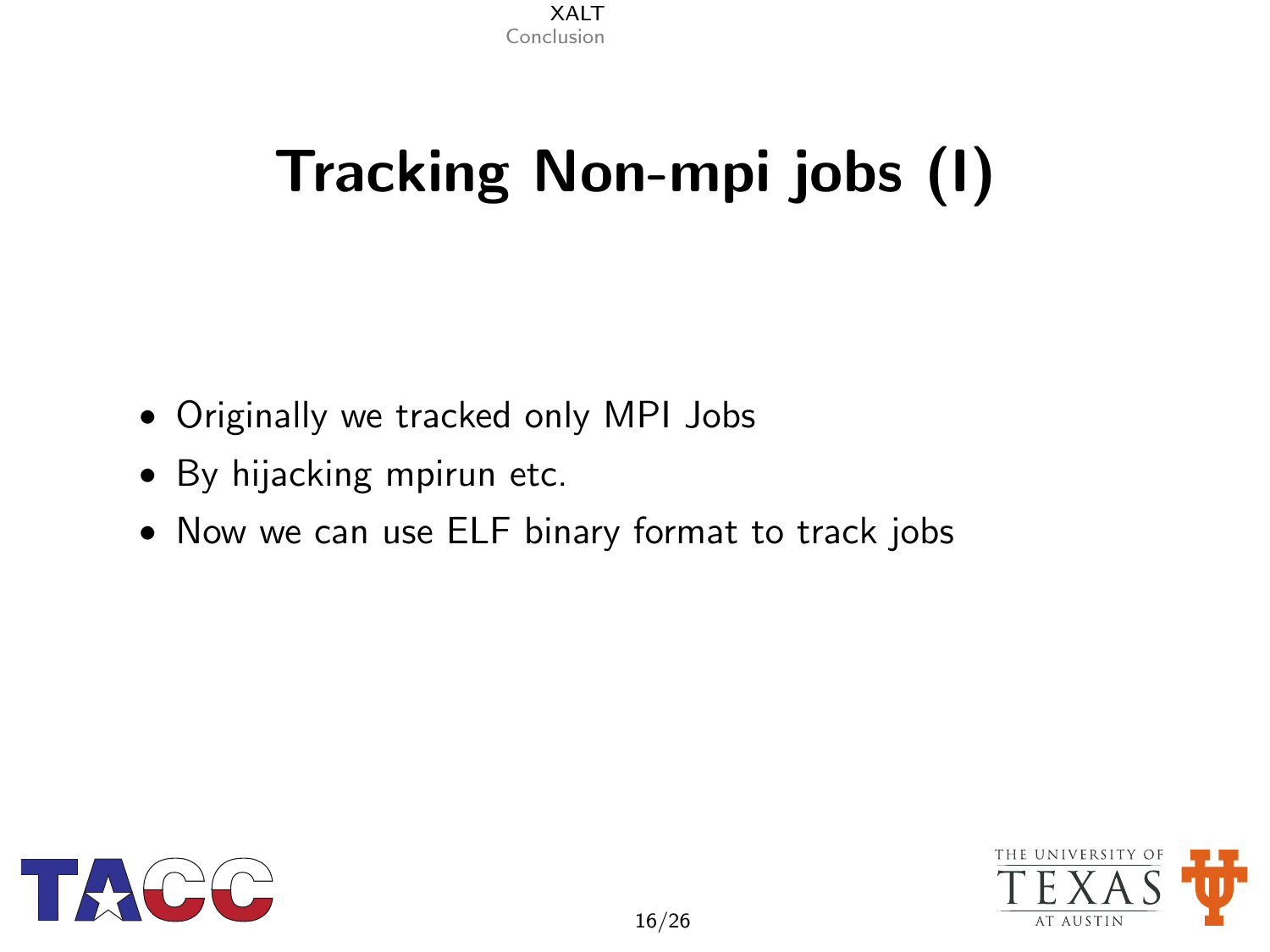# Tracking Non-mpi jobs (I)

- Originally we tracked only MPI Jobs
- By hijacking mpirun etc.
- Now we can use ELF binary format to track jobs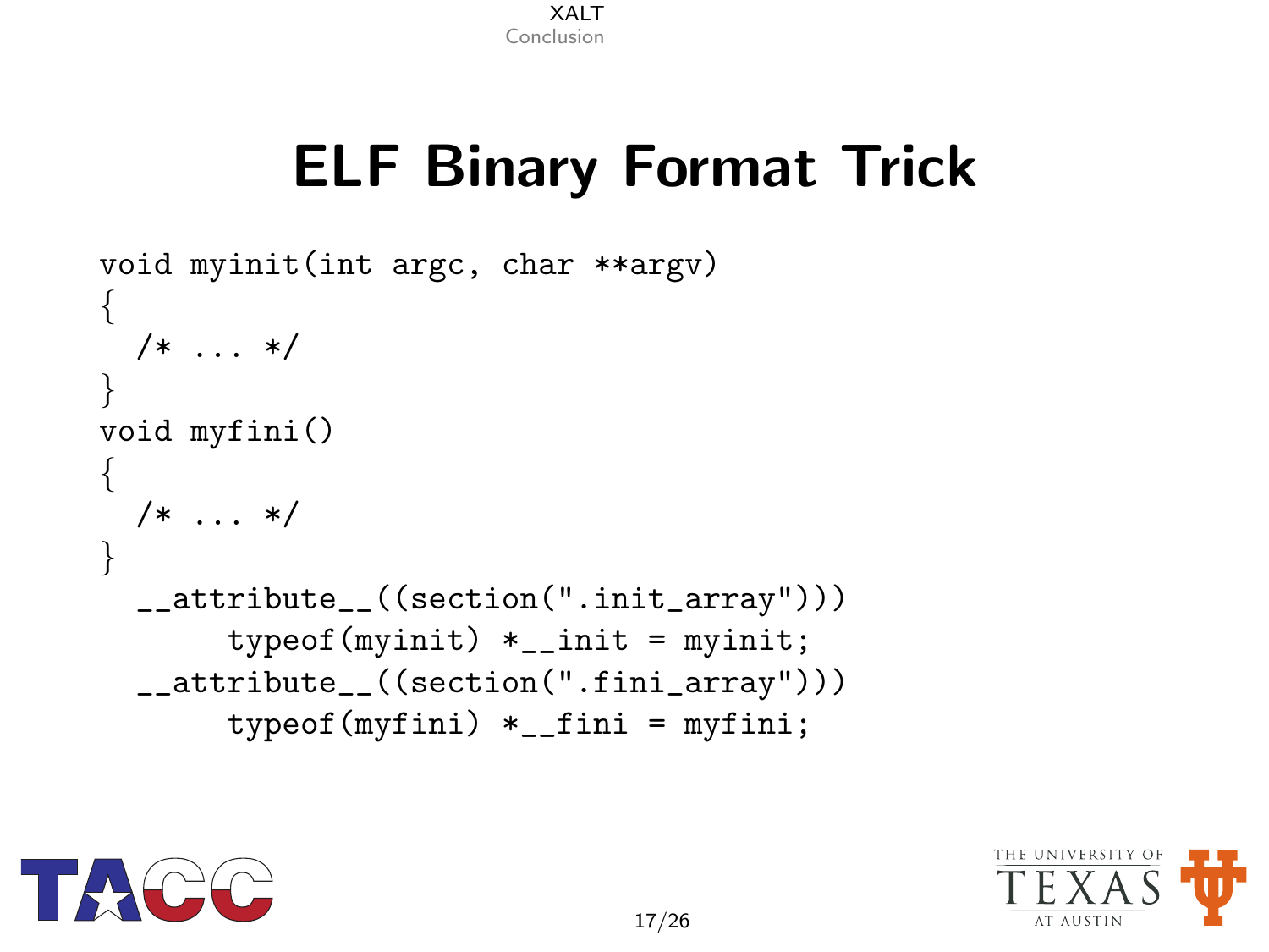# ELF Binary Format Trick

```
void myinit(int argc, char **argv)
{
  /* ... */
}
void myfini()
{
  /* ... */
}
  __attribute__((section(".init_array")))
       typeof(myinit) *__init = myinit;
  __attribute__((section(".fini_array")))
       typeof(myfini) *__fini = myfini;
```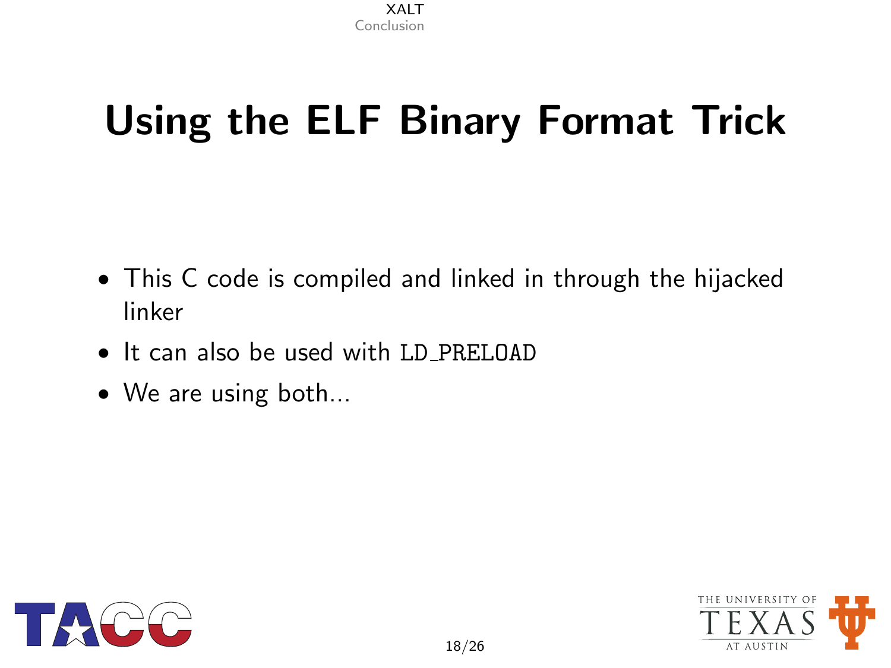# Using the ELF Binary Format Trick

- This C code is compiled and linked in through the hijacked linker
- It can also be used with `LD_PRELOAD`
- We are using both...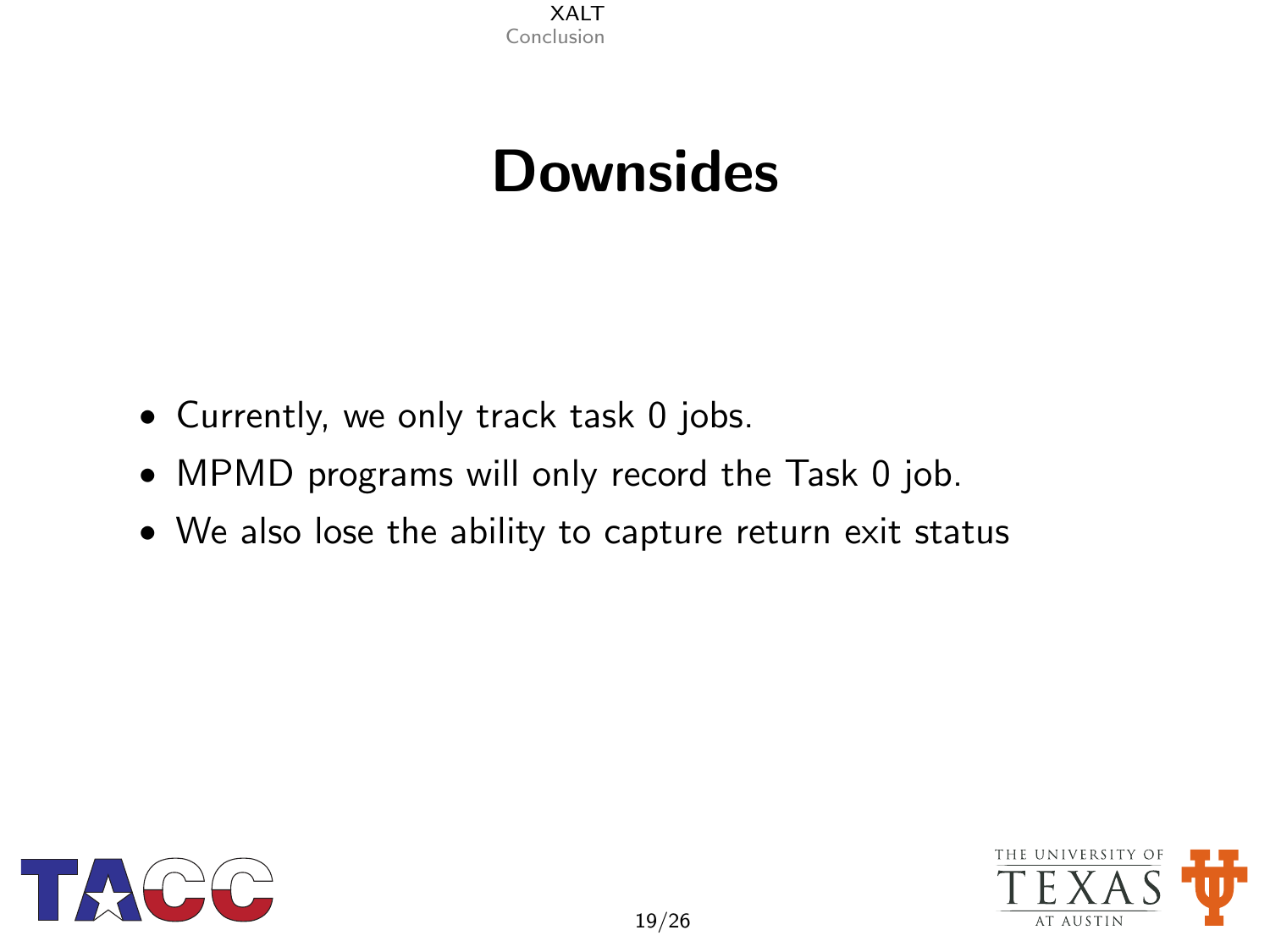# Downsides

- Currently, we only track task 0 jobs.
- MPMD programs will only record the Task 0 job.
- We also lose the ability to capture return exit status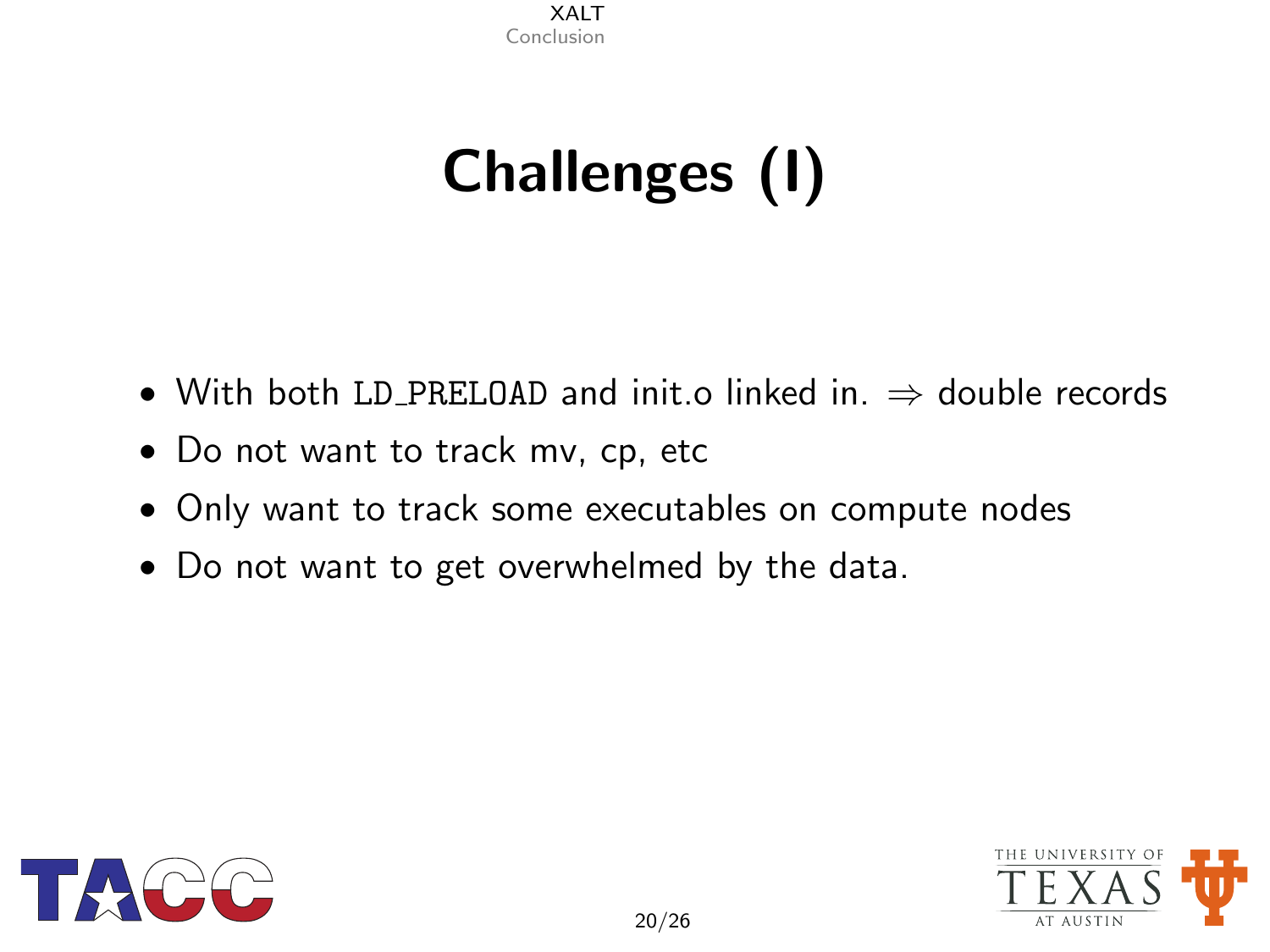# Challenges (I)

- With both LD_PRELOAD and init.o linked in. $\Rightarrow$ double records
- Do not want to track mv, cp, etc
- Only want to track some executables on compute nodes
- Do not want to get overwhelmed by the data.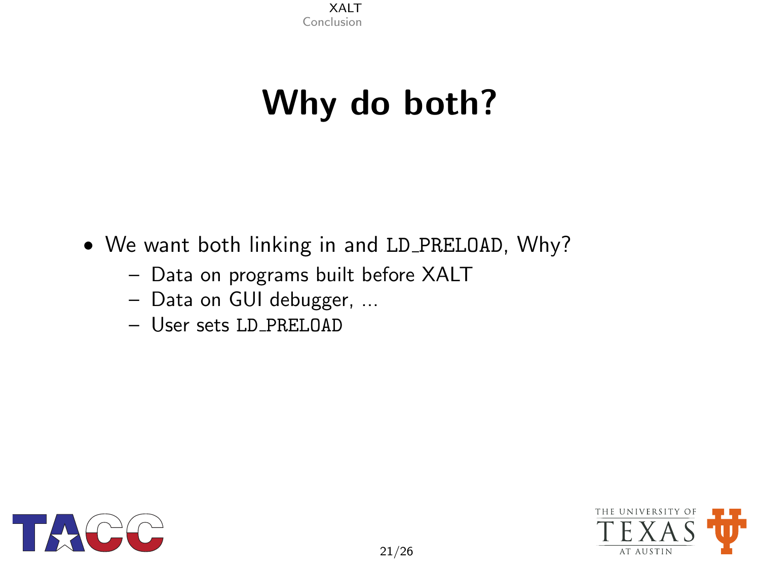# Why do both?

- We want both linking in and `LD_PRELOAD`, Why?
  - Data on programs built before XALT
  - Data on GUI debugger, ...
  - User sets `LD_PRELOAD`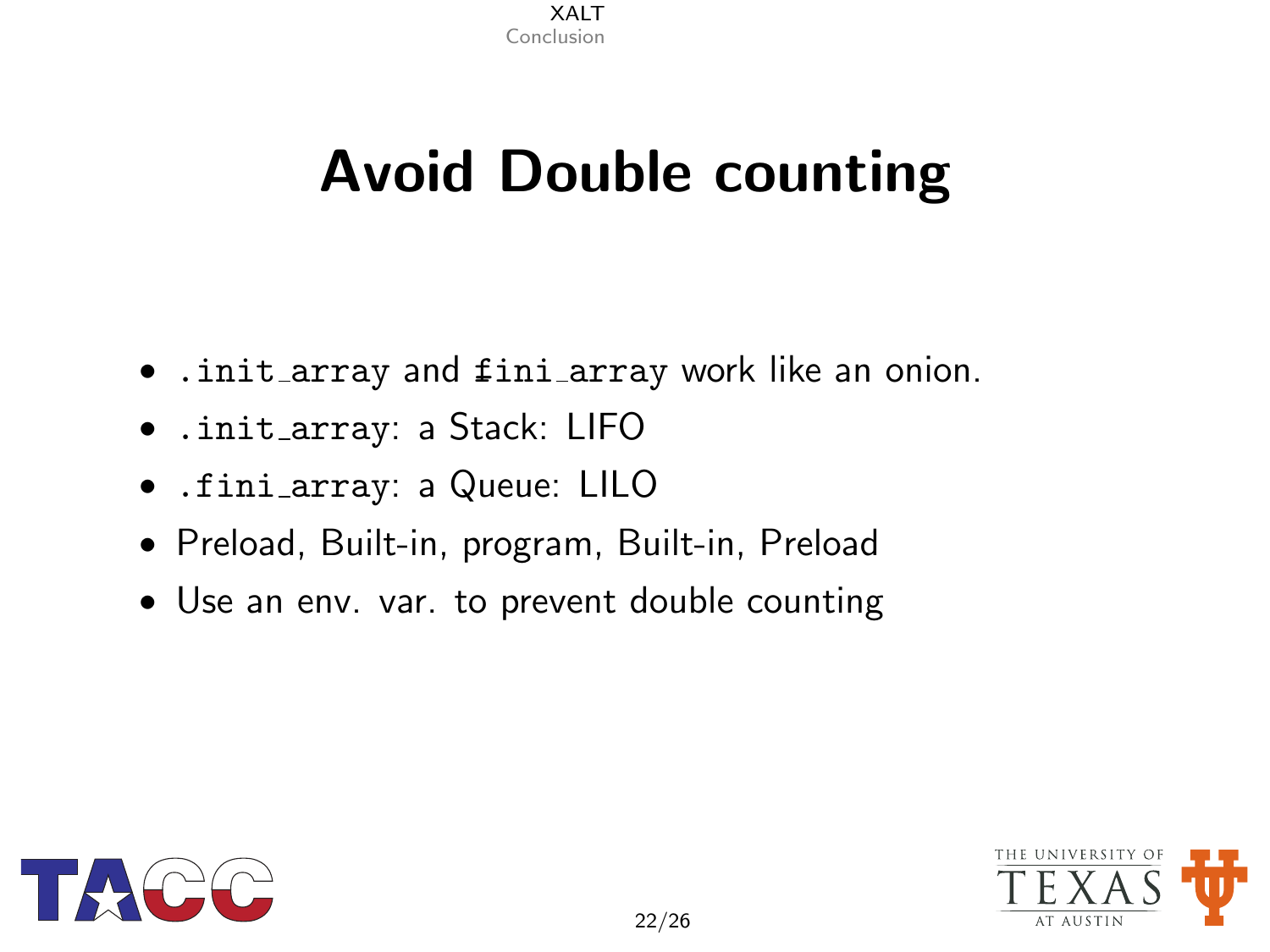# Avoid Double counting

- `.init_array` and `fini_array` work like an onion.
- `.init_array`: a Stack: LIFO
- `.fini_array`: a Queue: LILO
- Preload, Built-in, program, Built-in, Preload
- Use an env. var. to prevent double counting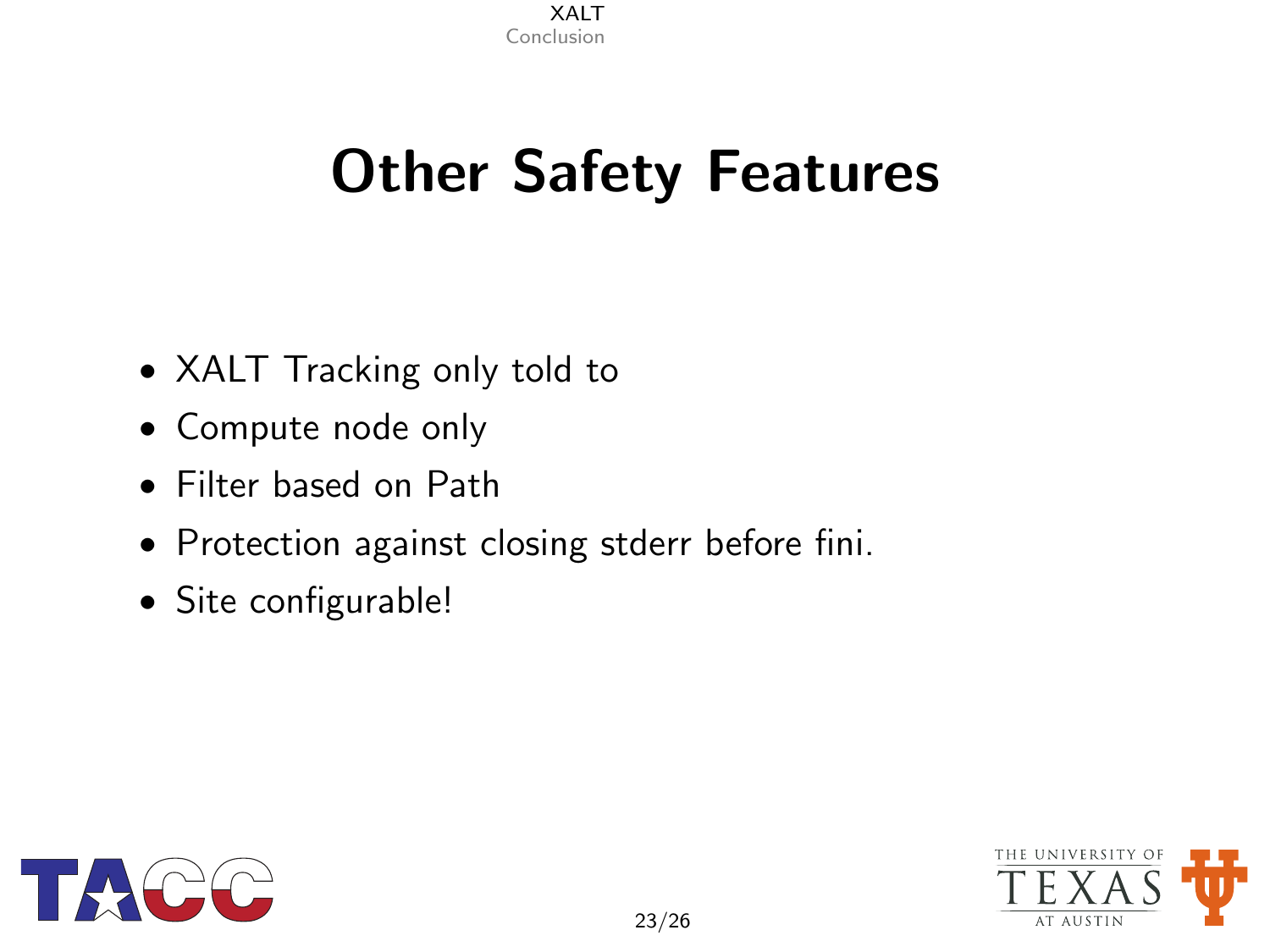# Other Safety Features

- XALT Tracking only told to
- Compute node only
- Filter based on Path
- Protection against closing stderr before fini.
- Site configurable!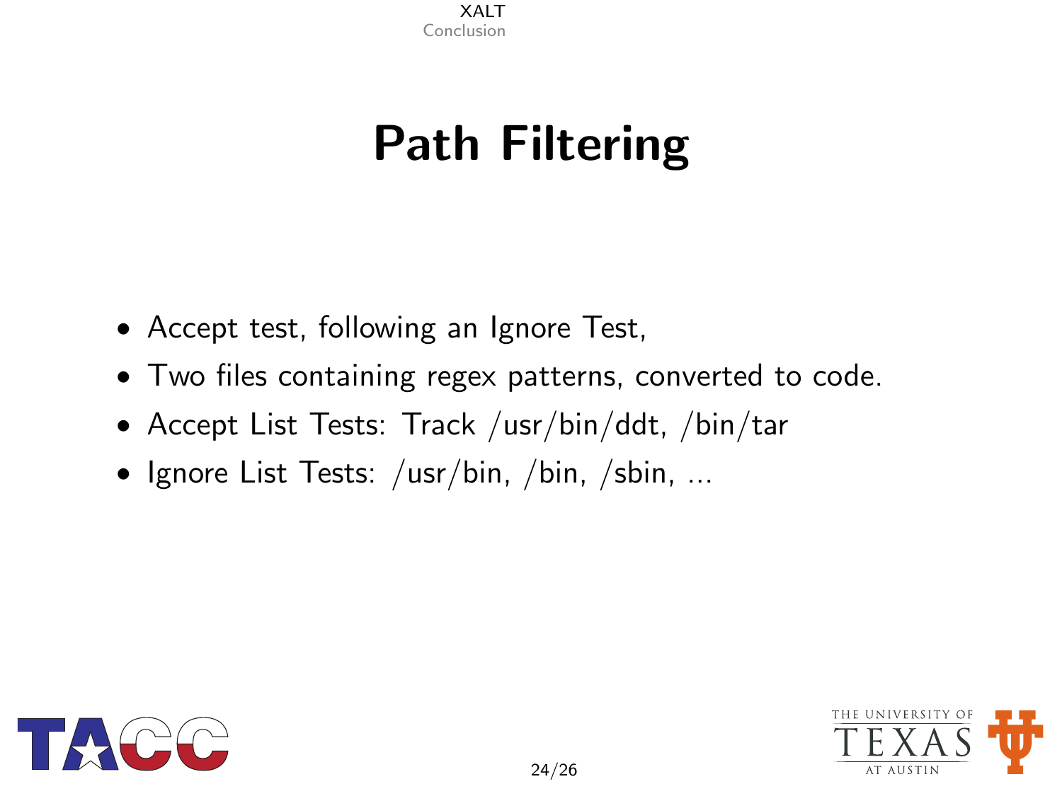# Path Filtering

- Accept test, following an Ignore Test,
- Two files containing regex patterns, converted to code.
- Accept List Tests: Track /usr/bin/ddt, /bin/tar
- Ignore List Tests: /usr/bin, /bin, /sbin, ...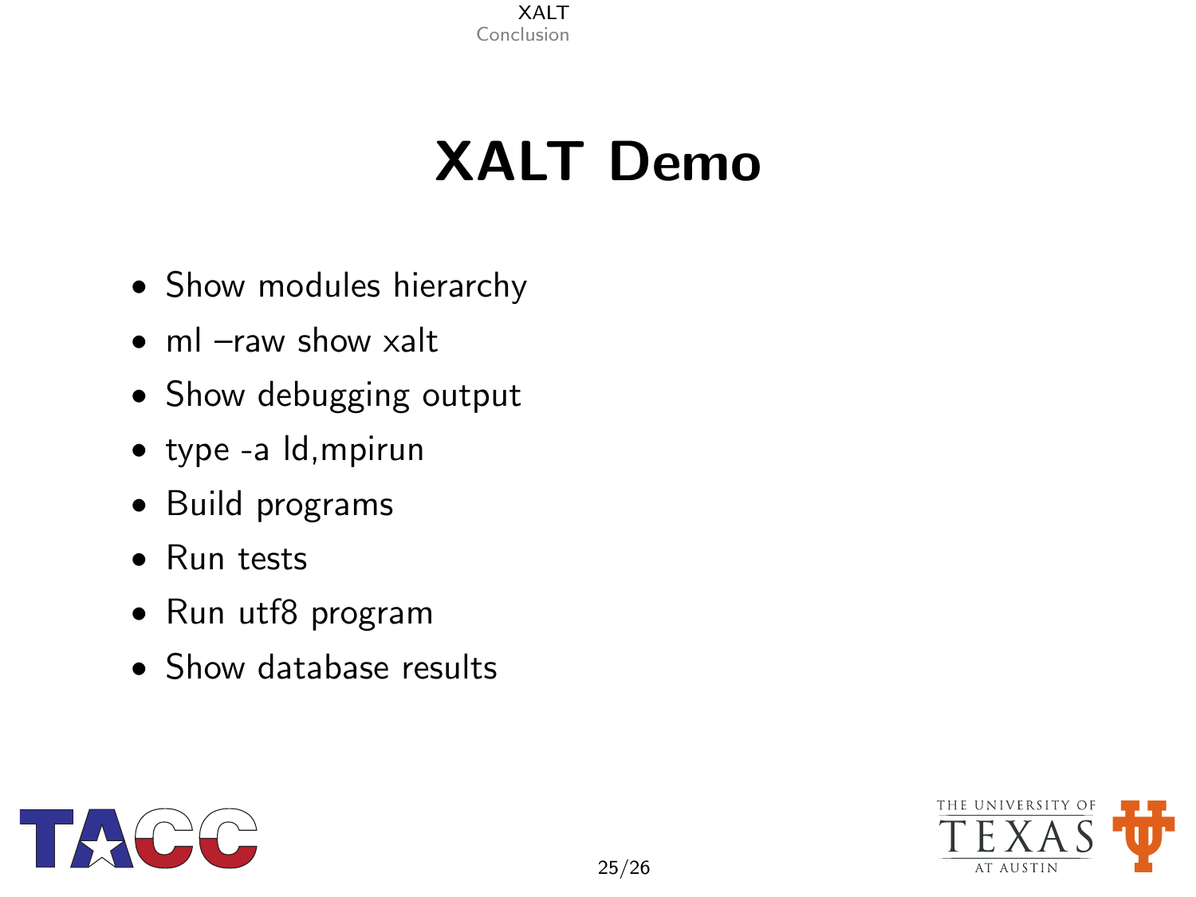# XALT Demo

- Show modules hierarchy
- ml –raw show xalt
- Show debugging output
- type -a ld,mpirun
- Build programs
- Run tests
- Run utf8 program
- Show database results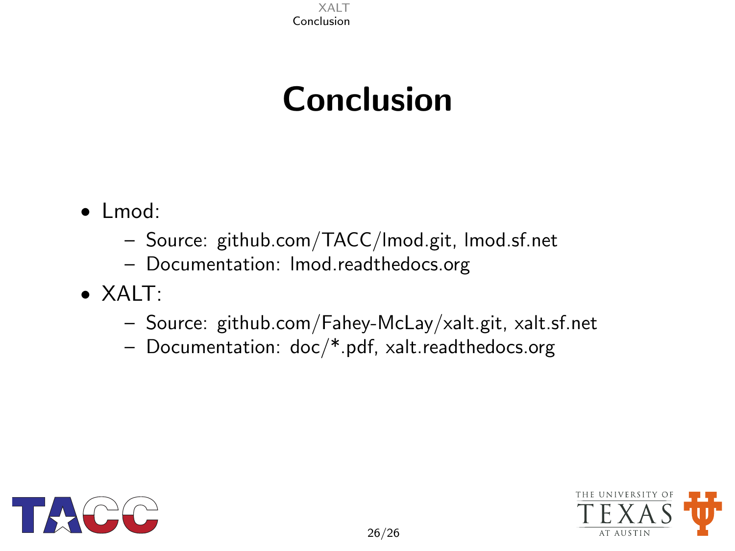# Conclusion

- Lmod:
  - Source: github.com/TACC/lmod.git, lmod.sf.net
  - Documentation: lmod.readthedocs.org
- XALT:
  - Source: github.com/Fahey-McLay/xalt.git, xalt.sf.net
  - Documentation: doc/*.pdf, xalt.readthedocs.org